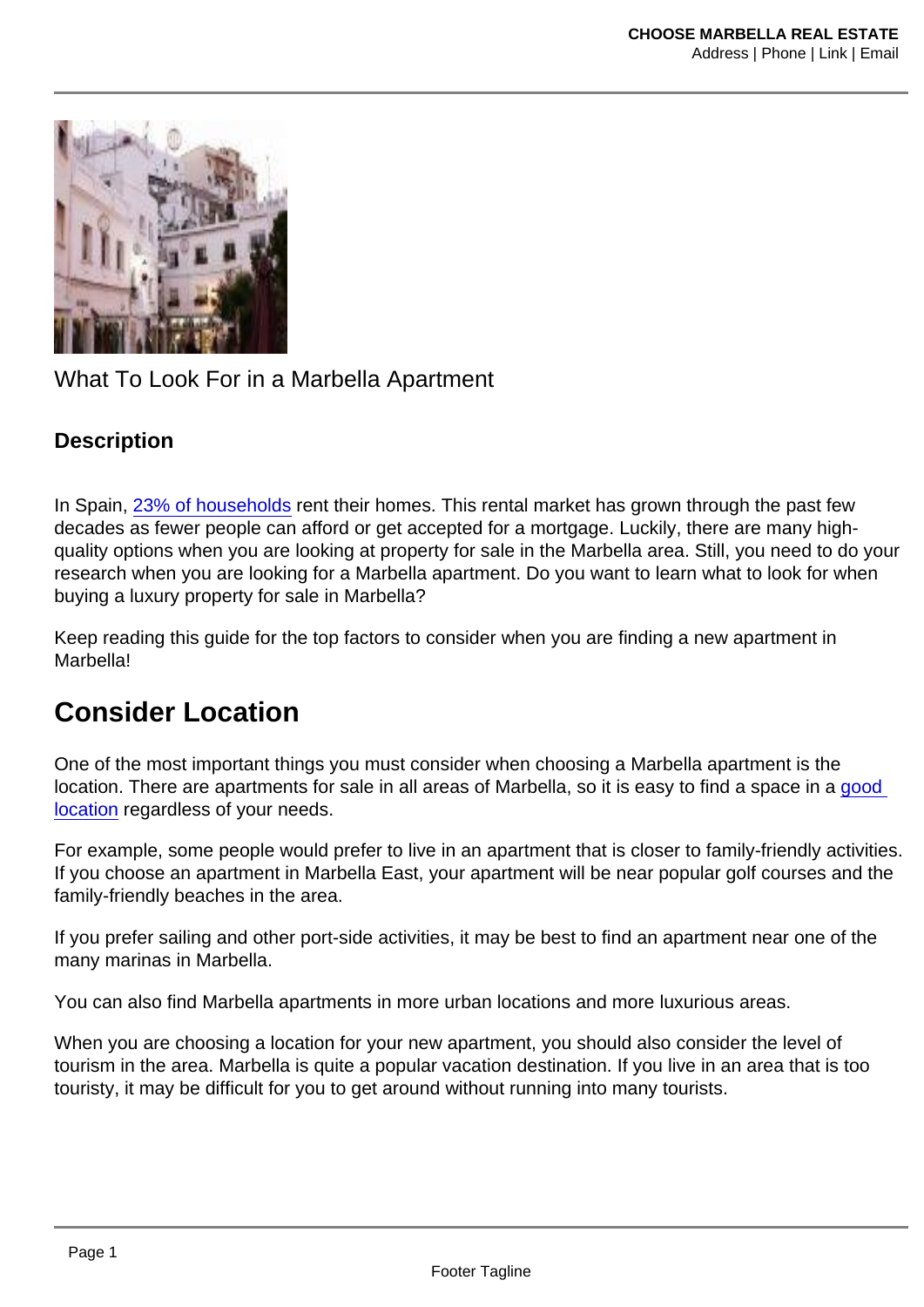What To Look For in a Marbella Apartment

**Description**

In Spain, 23% of households rent their homes. This rental market has grown through the past few decades as fewer people can afford or get accepted for a mortgage. Luckily, there are many high-quality options when you are looking at property for sale in the Marbella area. Still, you need to do your research when you are looking for a Marbella apartment. Do you want to learn what to look for when buying a luxury property for sale in Marbella?

Keep reading this guide for the top factors to consider when you are finding a new apartment in Marbella!

## Consider Location

One of the most important things you must consider when choosing a Marbella apartment is the location. There are apartments for sale in all areas of Marbella, so it is easy to find a space in a good location regardless of your needs.

For example, some people would prefer to live in an apartment that is closer to family-friendly activities. If you choose an apartment in Marbella East, your apartment will be near popular golf courses and the family-friendly beaches in the area.

If you prefer sailing and other port-side activities, it may be best to find an apartment near one of the many marinas in Marbella.

You can also find Marbella apartments in more urban locations and more luxurious areas.

When you are choosing a location for your new apartment, you should also consider the level of tourism in the area. Marbella is quite a popular vacation destination. If you live in an area that is too touristy, it may be difficult for you to get around without running into many tourists.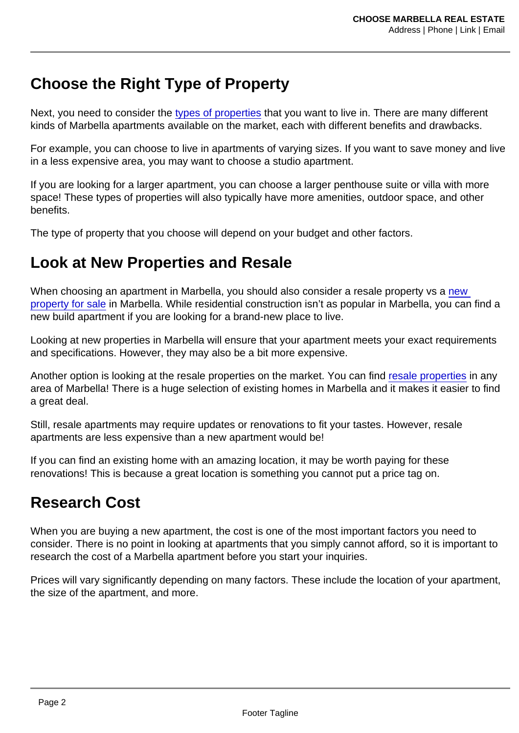## Choose the Right Type of Property

Next, you need to consider the types of properties that you want to live in. There are many different kinds of Marbella apartments available on the market, each with different benefits and drawbacks.

For example, you can choose to live in apartments of varying sizes. If you want to save money and live in a less expensive area, you may want to choose a studio apartment.

If you are looking for a larger apartment, you can choose a larger penthouse suite or villa with more space! These types of properties will also typically have more amenities, outdoor space, and other benefits.

The type of property that you choose will depend on your budget and other factors.

## Look at New Properties and Resale

When choosing an apartment in Marbella, you should also consider a resale property vs a new property for sale in Marbella. While residential construction isn't as popular in Marbella, you can find a new build apartment if you are looking for a brand-new place to live.

Looking at new properties in Marbella will ensure that your apartment meets your exact requirements and specifications. However, they may also be a bit more expensive.

Another option is looking at the resale properties on the market. You can find resale properties in any area of Marbella! There is a huge selection of existing homes in Marbella and it makes it easier to find a great deal.

Still, resale apartments may require updates or renovations to fit your tastes. However, resale apartments are less expensive than a new apartment would be!

If you can find an existing home with an amazing location, it may be worth paying for these renovations! This is because a great location is something you cannot put a price tag on.

## Research Cost

When you are buying a new apartment, the cost is one of the most important factors you need to consider. There is no point in looking at apartments that you simply cannot afford, so it is important to research the cost of a Marbella apartment before you start your inquiries.

Prices will vary significantly depending on many factors. These include the location of your apartment, the size of the apartment, and more.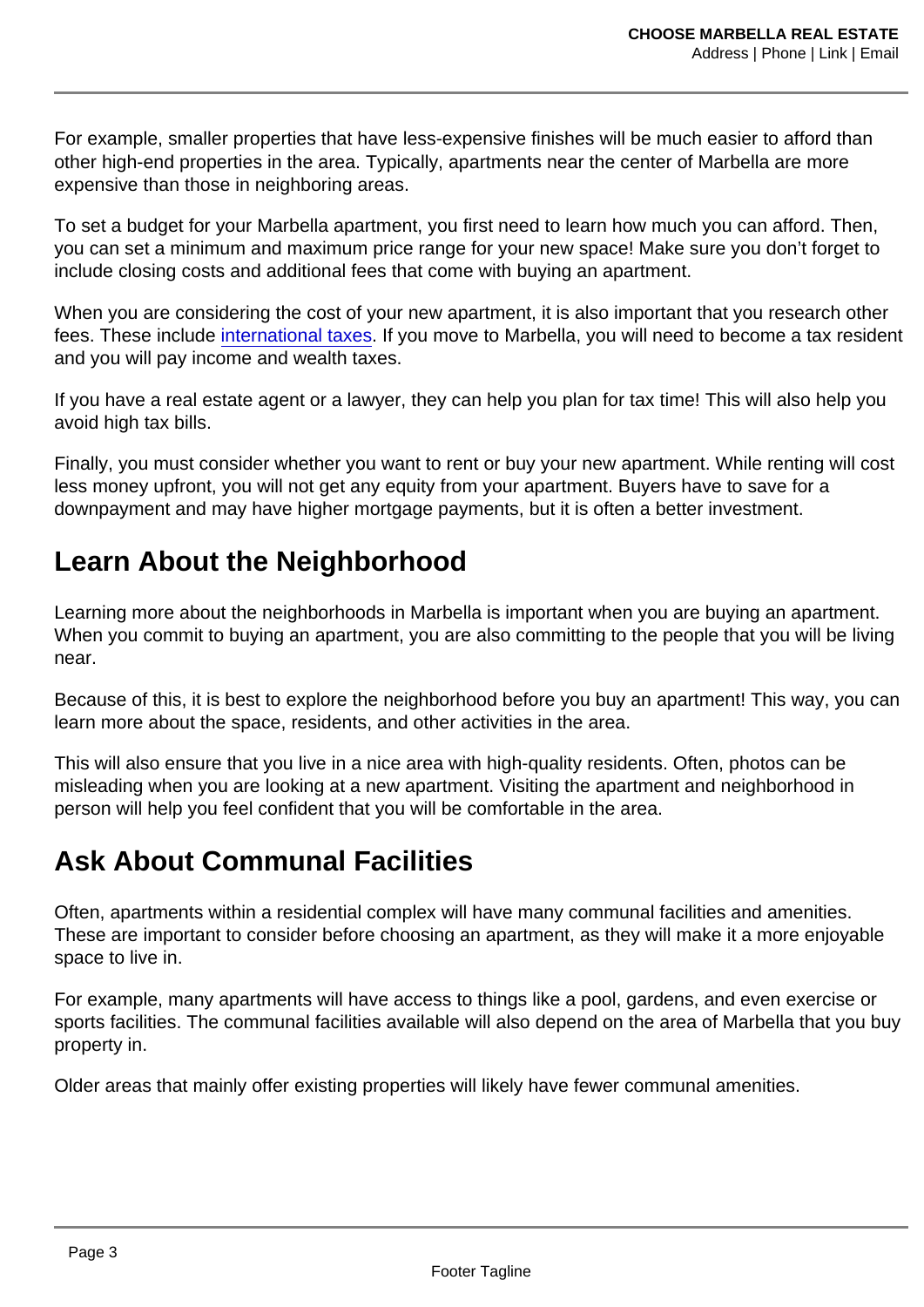For example, smaller properties that have less-expensive finishes will be much easier to afford than other high-end properties in the area. Typically, apartments near the center of Marbella are more expensive than those in neighboring areas.

To set a budget for your Marbella apartment, you first need to learn how much you can afford. Then, you can set a minimum and maximum price range for your new space! Make sure you don't forget to include closing costs and additional fees that come with buying an apartment.

When you are considering the cost of your new apartment, it is also important that you research other fees. These include international taxes. If you move to Marbella, you will need to become a tax resident and you will pay income and wealth taxes.

If you have a real estate agent or a lawyer, they can help you plan for tax time! This will also help you avoid high tax bills.

Finally, you must consider whether you want to rent or buy your new apartment. While renting will cost less money upfront, you will not get any equity from your apartment. Buyers have to save for a downpayment and may have higher mortgage payments, but it is often a better investment.

## Learn About the Neighborhood

Learning more about the neighborhoods in Marbella is important when you are buying an apartment. When you commit to buying an apartment, you are also committing to the people that you will be living near.

Because of this, it is best to explore the neighborhood before you buy an apartment! This way, you can learn more about the space, residents, and other activities in the area.

This will also ensure that you live in a nice area with high-quality residents. Often, photos can be misleading when you are looking at a new apartment. Visiting the apartment and neighborhood in person will help you feel confident that you will be comfortable in the area.

## Ask About Communal Facilities

Often, apartments within a residential complex will have many communal facilities and amenities. These are important to consider before choosing an apartment, as they will make it a more enjoyable space to live in.

For example, many apartments will have access to things like a pool, gardens, and even exercise or sports facilities. The communal facilities available will also depend on the area of Marbella that you buy property in.

Older areas that mainly offer existing properties will likely have fewer communal amenities.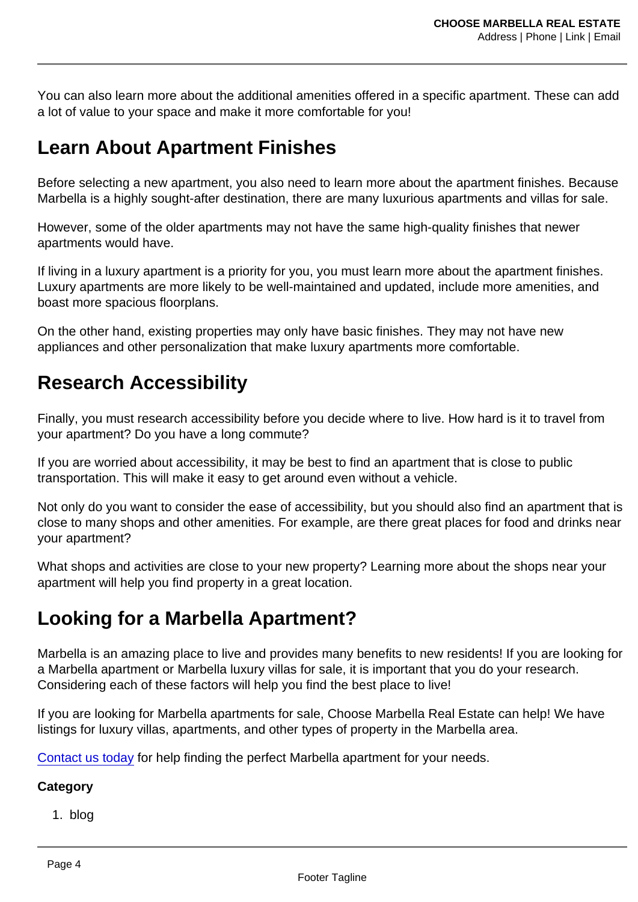You can also learn more about the additional amenities offered in a specific apartment. These can add a lot of value to your space and make it more comfortable for you!

## Learn About Apartment Finishes

Before selecting a new apartment, you also need to learn more about the apartment finishes. Because Marbella is a highly sought-after destination, there are many luxurious apartments and villas for sale.

However, some of the older apartments may not have the same high-quality finishes that newer apartments would have.

If living in a luxury apartment is a priority for you, you must learn more about the apartment finishes. Luxury apartments are more likely to be well-maintained and updated, include more amenities, and boast more spacious floorplans.

On the other hand, existing properties may only have basic finishes. They may not have new appliances and other personalization that make luxury apartments more comfortable.

## Research Accessibility

Finally, you must research accessibility before you decide where to live. How hard is it to travel from your apartment? Do you have a long commute?

If you are worried about accessibility, it may be best to find an apartment that is close to public transportation. This will make it easy to get around even without a vehicle.

Not only do you want to consider the ease of accessibility, but you should also find an apartment that is close to many shops and other amenities. For example, are there great places for food and drinks near your apartment?

What shops and activities are close to your new property? Learning more about the shops near your apartment will help you find property in a great location.

## Looking for a Marbella Apartment?

Marbella is an amazing place to live and provides many benefits to new residents! If you are looking for a Marbella apartment or Marbella luxury villas for sale, it is important that you do your research. Considering each of these factors will help you find the best place to live!

If you are looking for Marbella apartments for sale, Choose Marbella Real Estate can help! We have listings for luxury villas, apartments, and other types of property in the Marbella area.

Contact us today for help finding the perfect Marbella apartment for your needs.

**Category**

1. blog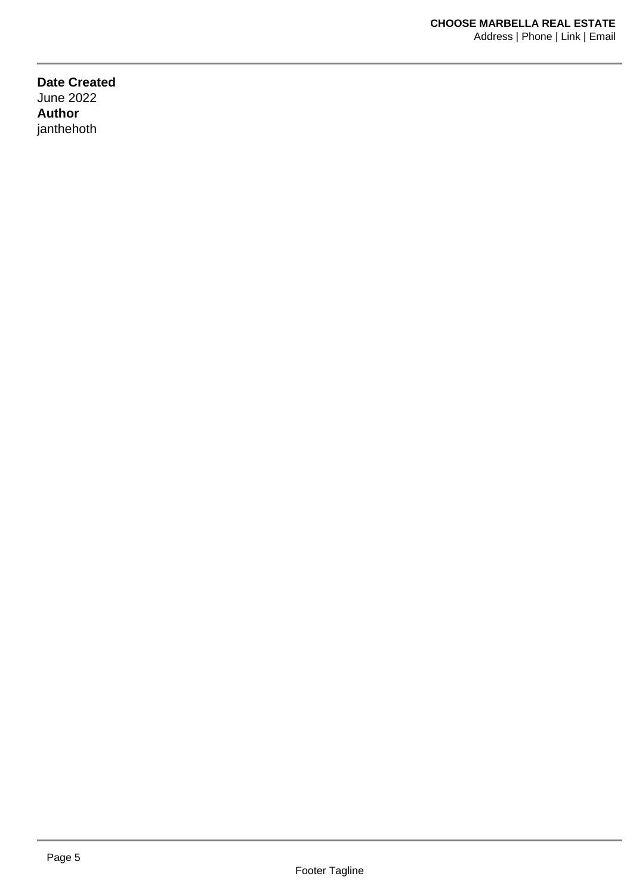**Date Created**
June 2022
**Author**
janthehoth